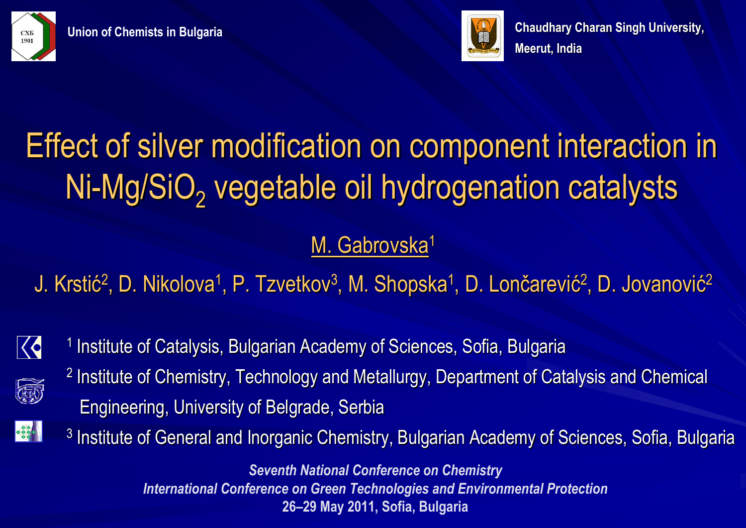Union of Chemists in Bulgaria

Chaudhary Charan Singh University, Meerut, India

# Effect of silver modification on component interaction in Ni-Mg/$SiO_2$ vegetable oil hydrogenation catalysts

M. Gabrovska[1]

J. Krstić[2], D. Nikolova[1], P. Tzvetkov[3], M. Shopska[1], D. Lončarević[2], D. Jovanović[2]

[1] Institute of Catalysis, Bulgarian Academy of Sciences, Sofia, Bulgaria

[2] Institute of Chemistry, Technology and Metallurgy, Department of Catalysis and Chemical Engineering, University of Belgrade, Serbia

[3] Institute of General and Inorganic Chemistry, Bulgarian Academy of Sciences, Sofia, Bulgaria

*Seventh National Conference on Chemistry*

*International Conference on Green Technologies and Environmental Protection*

26–29 May 2011, Sofia, Bulgaria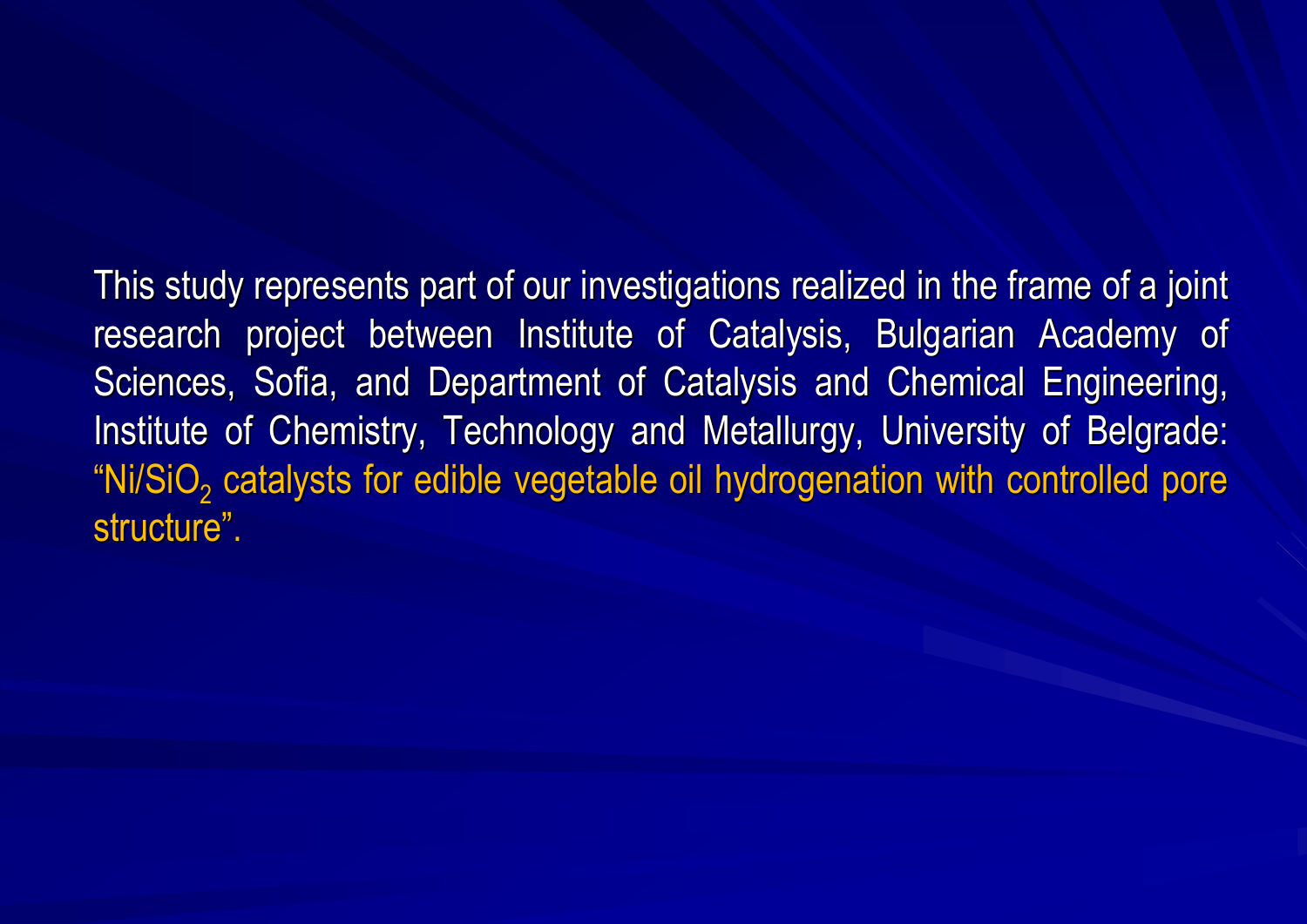This study represents part of our investigations realized in the frame of a joint research project between Institute of Catalysis, Bulgarian Academy of Sciences, Sofia, and Department of Catalysis and Chemical Engineering, Institute of Chemistry, Technology and Metallurgy, University of Belgrade: "$Ni/SiO_2$ catalysts for edible vegetable oil hydrogenation with controlled pore structure".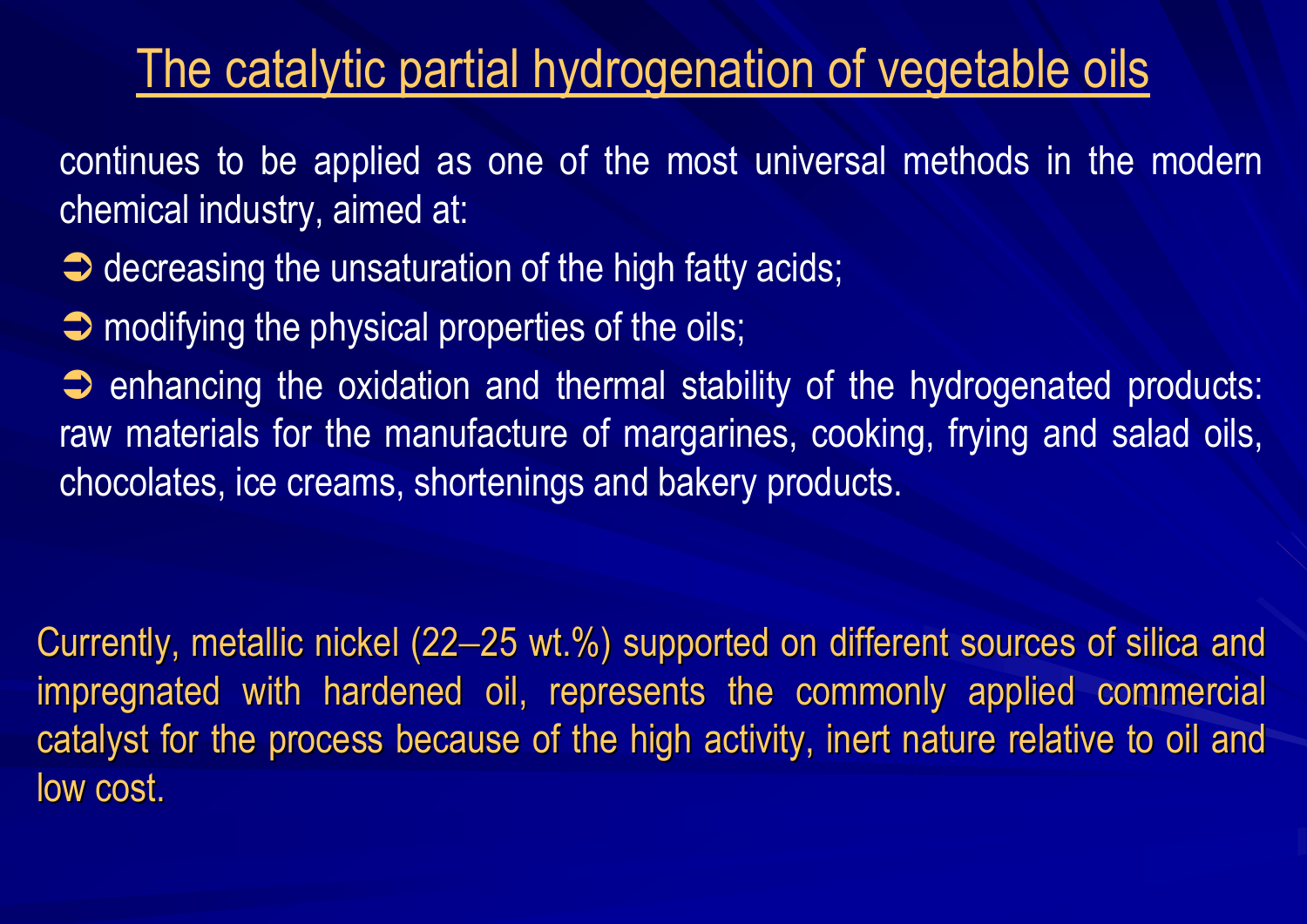# The catalytic partial hydrogenation of vegetable oils

continues to be applied as one of the most universal methods in the modern chemical industry, aimed at:

- decreasing the unsaturation of the high fatty acids;
- modifying the physical properties of the oils;
- enhancing the oxidation and thermal stability of the hydrogenated products: raw materials for the manufacture of margarines, cooking, frying and salad oils, chocolates, ice creams, shortenings and bakery products.

Currently, metallic nickel (22–25 wt.%) supported on different sources of silica and impregnated with hardened oil, represents the commonly applied commercial catalyst for the process because of the high activity, inert nature relative to oil and low cost.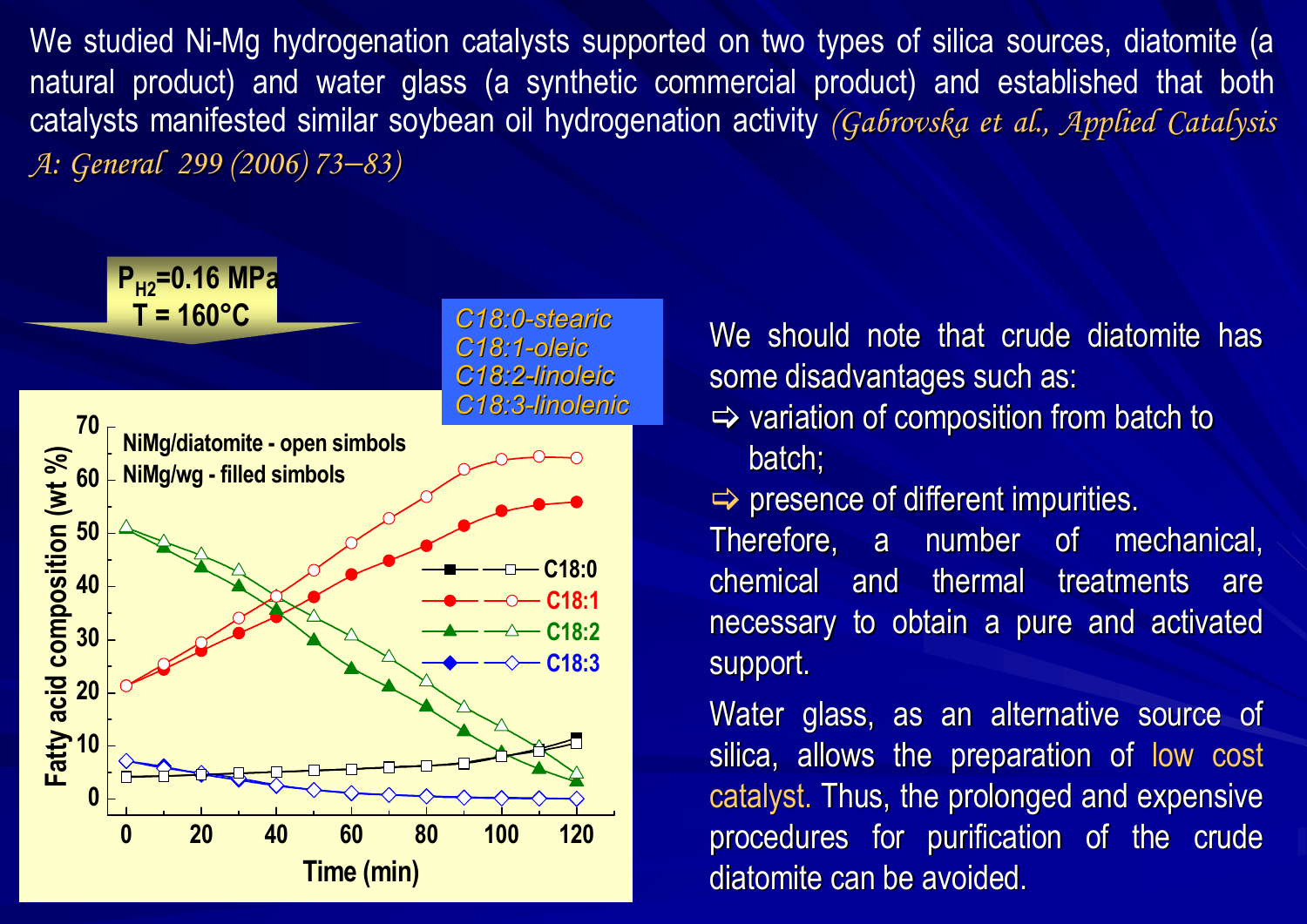We studied Ni-Mg hydrogenation catalysts supported on two types of silica sources, diatomite (a natural product) and water glass (a synthetic commercial product) and established that both catalysts manifested similar soybean oil hydrogenation activity *(Gabrovska et al., Applied Catalysis A: General 299 (2006) 73–83)*

$P_{H2}$=0.16 MPa
T = 160°C

C18:0-stearic
C18:1-oleic
C18:2-linoleic
C18:3-linolenic

NiMg/diatomite - open simbols
NiMg/wg - filled simbols

C18:0
C18:1
C18:2
C18:3

Fatty acid composition (wt %)
0
10
20
30
40
50
60
70

Time (min)
0
20
40
60
80
100
120

We should note that crude diatomite has some disadvantages such as:

- ⇨ variation of composition from batch to batch;
- ⇨ presence of different impurities.

Therefore, a number of mechanical, chemical and thermal treatments are necessary to obtain a pure and activated support.

Water glass, as an alternative source of silica, allows the preparation of low cost catalyst. Thus, the prolonged and expensive procedures for purification of the crude diatomite can be avoided.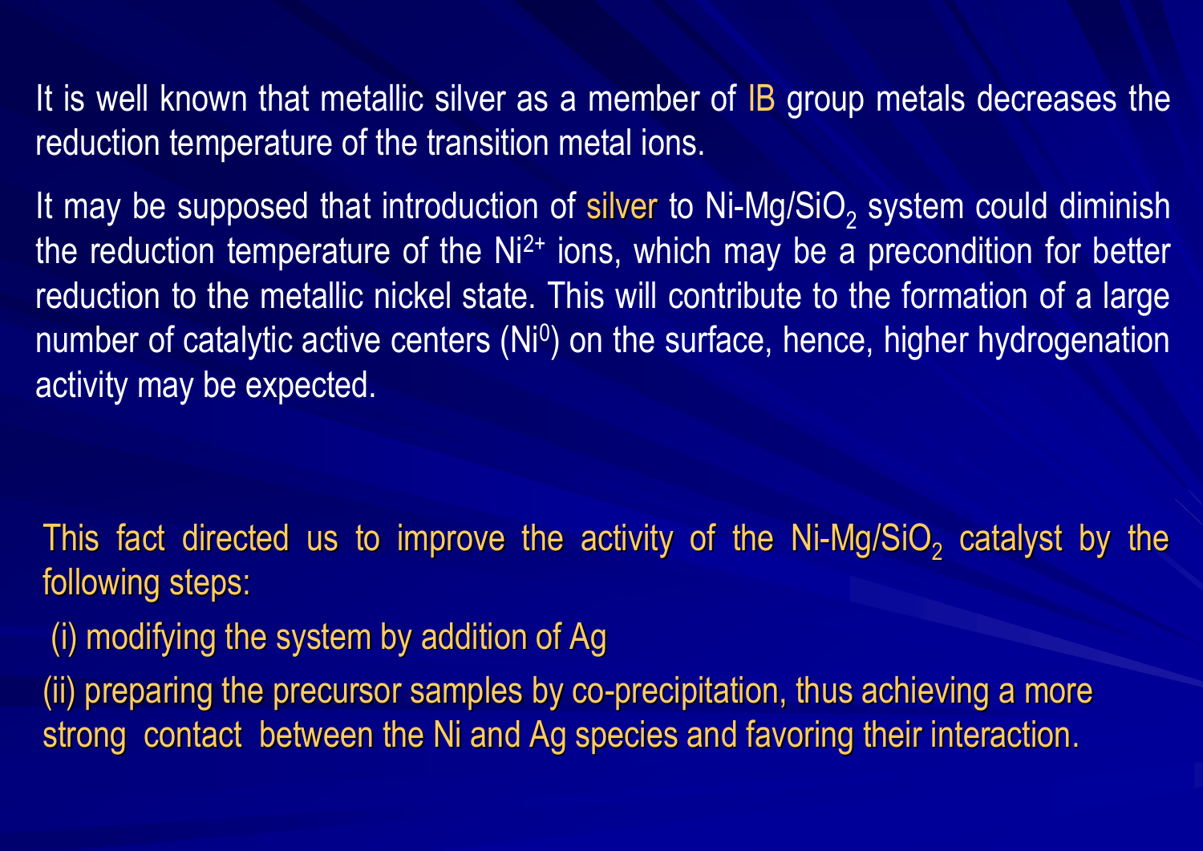It is well known that metallic silver as a member of IB group metals decreases the reduction temperature of the transition metal ions.

It may be supposed that introduction of silver to Ni-Mg/$SiO_2$ system could diminish the reduction temperature of the $Ni^{2+}$ ions, which may be a precondition for better reduction to the metallic nickel state. This will contribute to the formation of a large number of catalytic active centers ($Ni^0$) on the surface, hence, higher hydrogenation activity may be expected.

This fact directed us to improve the activity of the Ni-Mg/$SiO_2$ catalyst by the following steps:

(i) modifying the system by addition of Ag

(ii) preparing the precursor samples by co-precipitation, thus achieving a more strong contact between the Ni and Ag species and favoring their interaction.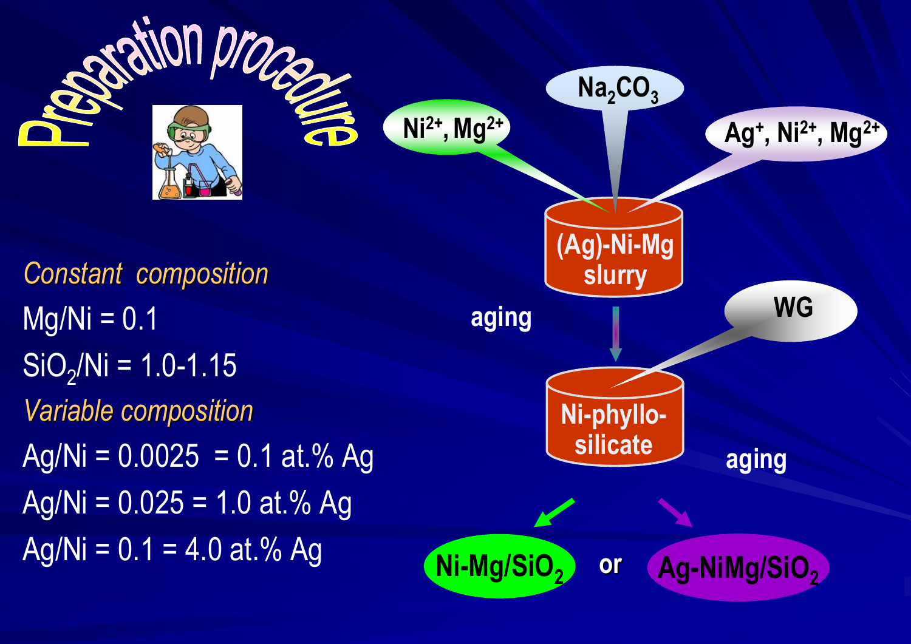# Preparation procedure

*Constant composition*

Mg/Ni = 0.1

$SiO_2$/Ni = 1.0-1.15

*Variable composition*

Ag/Ni = 0.0025 = 0.1 at.% Ag

Ag/Ni = 0.025 = 1.0 at.% Ag

Ag/Ni = 0.1 = 4.0 at.% Ag

$Ni^{2+}$, $Mg^{2+}$

$Na_2CO_3$

$Ag^{+}$, $Ni^{2+}$, $Mg^{2+}$

(Ag)-Ni-Mg slurry

aging

WG

Ni-phyllo-silicate

aging

Ni-Mg/$SiO_2$ or Ag-NiMg/$SiO_2$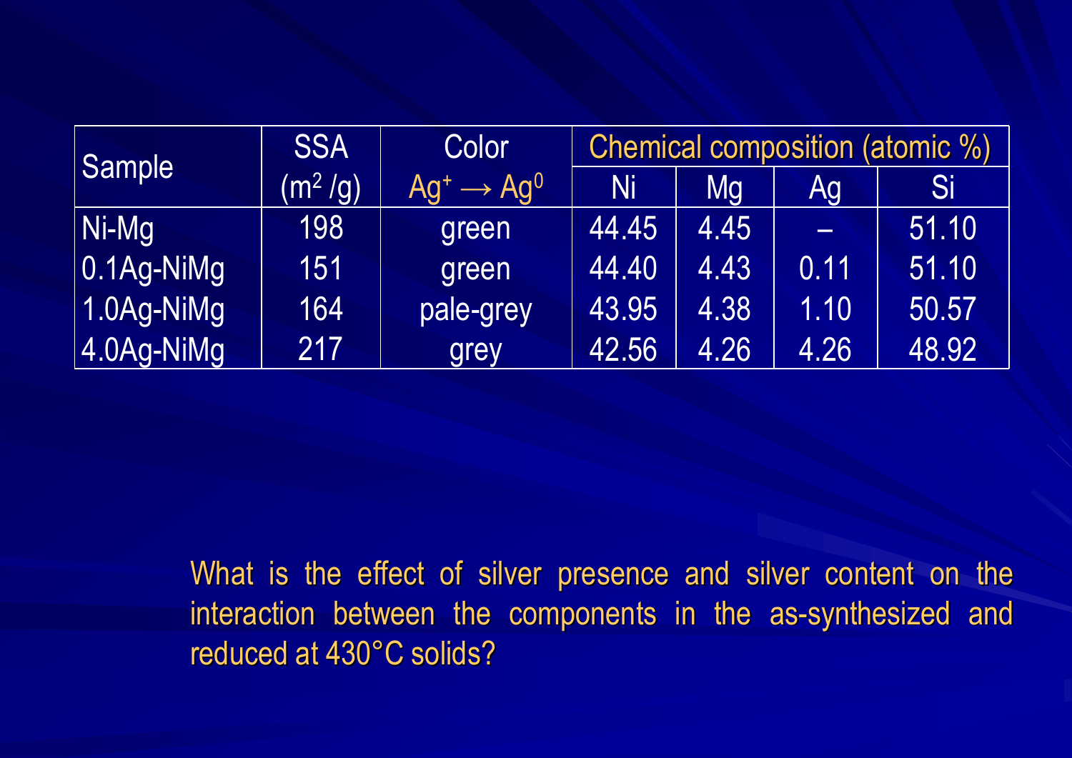| Sample | SSA ($m^2$ /g) | Color $Ag^+ \longrightarrow Ag^0$ | Chemical composition (atomic %) | | | |
|---|---|---|---|---|---|---|
| | | | Ni | Mg | Ag | Si |
| Ni-Mg | 198 | green | 44.45 | 4.45 | – | 51.10 |
| 0.1Ag-NiMg | 151 | green | 44.40 | 4.43 | 0.11 | 51.10 |
| 1.0Ag-NiMg | 164 | pale-grey | 43.95 | 4.38 | 1.10 | 50.57 |
| 4.0Ag-NiMg | 217 | grey | 42.56 | 4.26 | 4.26 | 48.92 |

What is the effect of silver presence and silver content on the interaction between the components in the as-synthesized and reduced at 430°C solids?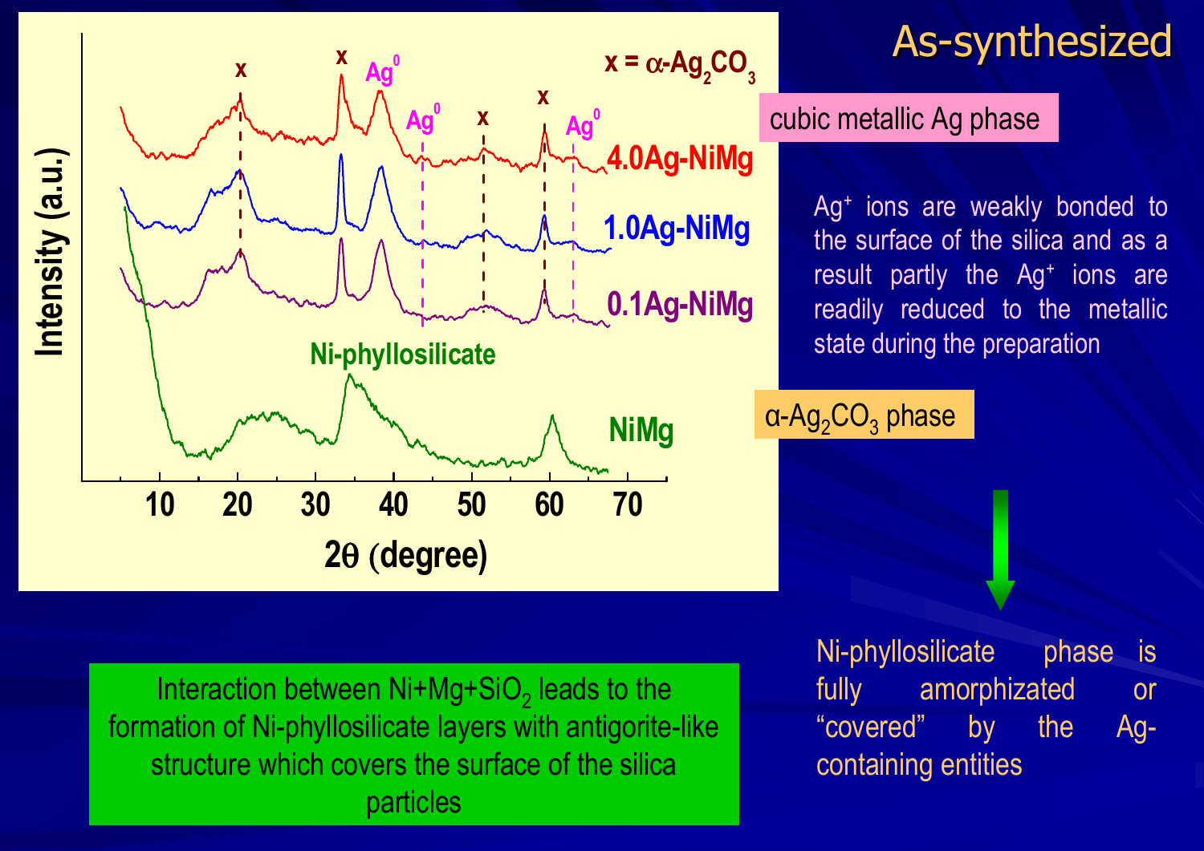# As-synthesized

x = $\alpha$-$Ag_2CO_3$

$Ag^0$

4.0Ag-NiMg

1.0Ag-NiMg

0.1Ag-NiMg

Ni-phyllosilicate

NiMg

Intensity (a.u.)

10 20 30 40 50 60 70

2θ (degree)

cubic metallic Ag phase

$Ag^+$ ions are weakly bonded to the surface of the silica and as a result partly the $Ag^+$ ions are readily reduced to the metallic state during the preparation

$\alpha$-$Ag_2CO_3$ phase

Ni-phyllosilicate phase is fully amorphizated or "covered" by the Ag-containing entities

Interaction between Ni+Mg+$SiO_2$ leads to the formation of Ni-phyllosilicate layers with antigorite-like structure which covers the surface of the silica particles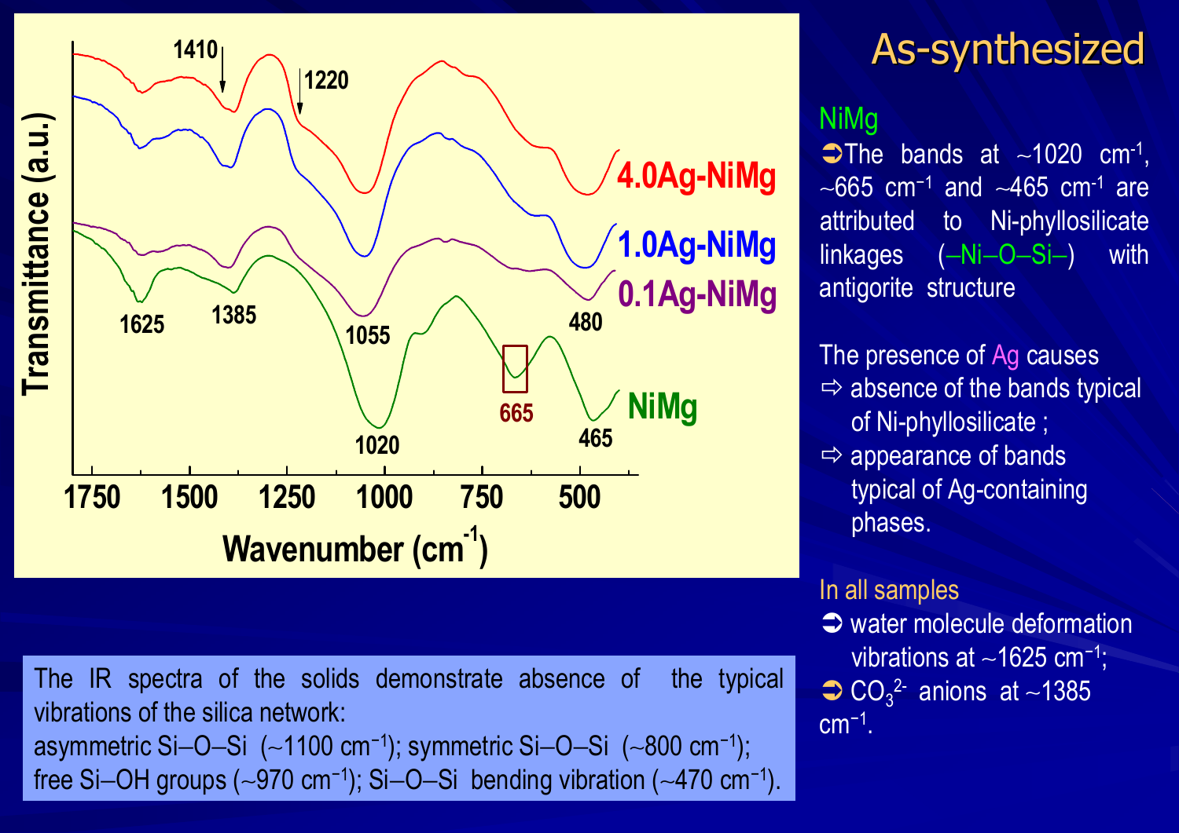# As-synthesized

Transmittance (a.u.)

Wavenumber (cm$^{-1}$)

1750 1500 1250 1000 750 500

1410

1220

4.0Ag-NiMg

1.0Ag-NiMg

0.1Ag-NiMg

NiMg

1625

1385

1055

1020

665

480

465

**NiMg**

➲The bands at ~1020 cm$^{-1}$, ~665 cm$^{-1}$ and ~465 cm$^{-1}$ are attributed to Ni-phyllosilicate linkages (–Ni–O–Si–) with antigorite structure

The presence of Ag causes

- ⇨ absence of the bands typical of Ni-phyllosilicate ;
- ⇨ appearance of bands typical of Ag-containing phases.

**In all samples**

- ➲ water molecule deformation vibrations at ~1625 cm$^{-1}$;
- ➲ $CO_3^{2-}$ anions at ~1385 cm$^{-1}$.

The IR spectra of the solids demonstrate absence of the typical vibrations of the silica network:
asymmetric Si–O–Si (~1100 cm$^{-1}$); symmetric Si–O–Si (~800 cm$^{-1}$); free Si–OH groups (~970 cm$^{-1}$); Si–O–Si bending vibration (~470 cm$^{-1}$).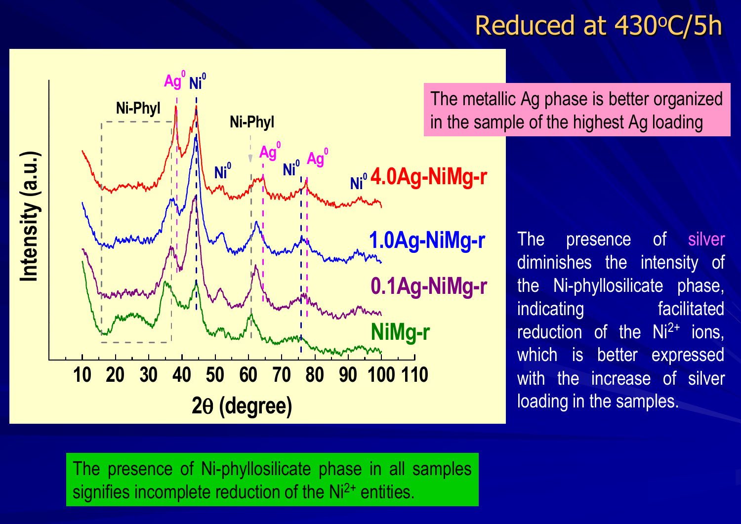# Reduced at 430°C/5h

Ag⁰ Ni⁰

Ni-Phyl

Ni-Phyl

Ag⁰

Ni⁰

Ni⁰

Ag⁰

Ni⁰

4.0Ag-NiMg-r

1.0Ag-NiMg-r

0.1Ag-NiMg-r

NiMg-r

Intensity (a.u.)

10 20 30 40 50 60 70 80 90 100 110

2θ (degree)

The metallic Ag phase is better organized in the sample of the highest Ag loading

The presence of silver diminishes the intensity of the Ni-phyllosilicate phase, indicating facilitated reduction of the $Ni^{2+}$ ions, which is better expressed with the increase of silver loading in the samples.

The presence of Ni-phyllosilicate phase in all samples signifies incomplete reduction of the $Ni^{2+}$ entities.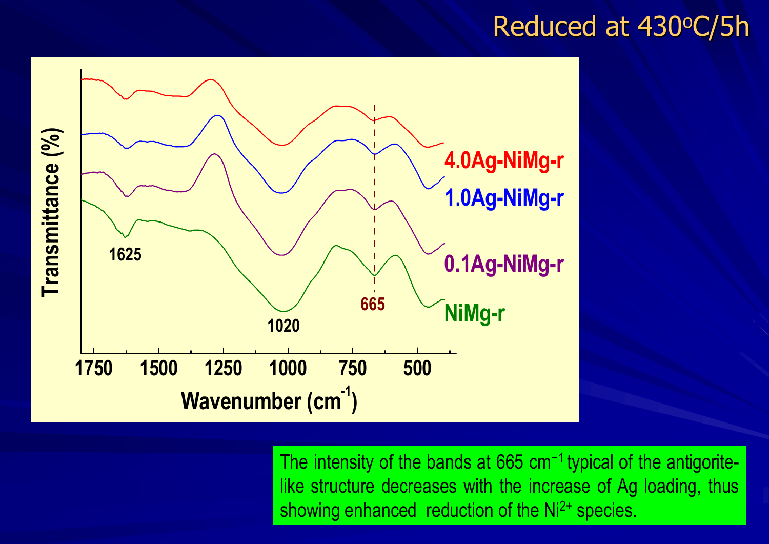# Reduced at 430°C/5h

The intensity of the bands at 665 cm$^{-1}$ typical of the antigorite-like structure decreases with the increase of Ag loading, thus showing enhanced reduction of the $Ni^{2+}$ species.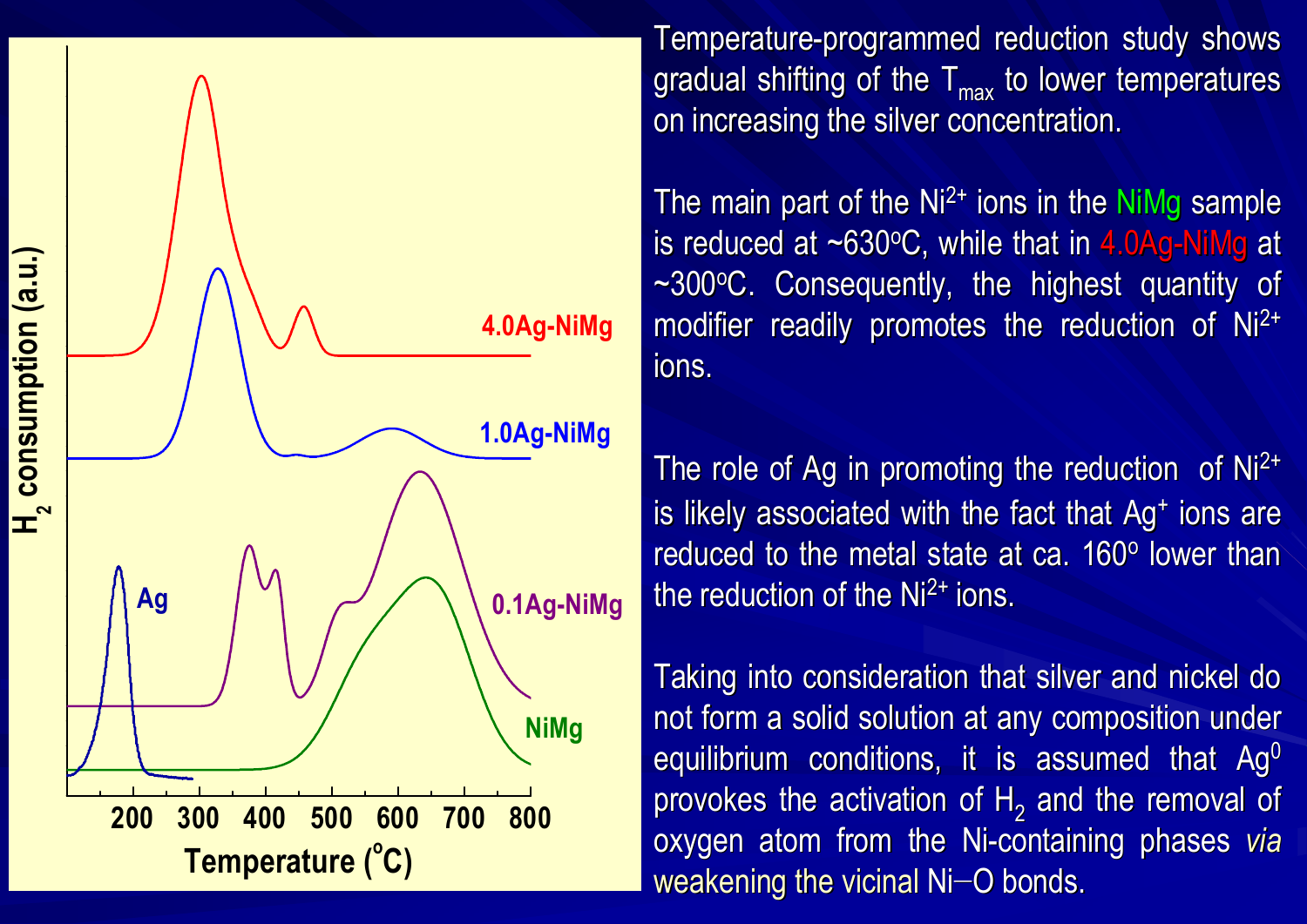H$_2$ consumption (a.u.)

4.0Ag-NiMg

1.0Ag-NiMg

Ag

0.1Ag-NiMg

NiMg

200 300 400 500 600 700 800

Temperature ($^{o}$C)

Temperature-programmed reduction study shows gradual shifting of the $T_{max}$ to lower temperatures on increasing the silver concentration.

The main part of the $Ni^{2+}$ ions in the NiMg sample is reduced at ~630$^{o}$C, while that in 4.0Ag-NiMg at ~300$^{o}$C. Consequently, the highest quantity of modifier readily promotes the reduction of $Ni^{2+}$ ions.

The role of Ag in promoting the reduction of $Ni^{2+}$ is likely associated with the fact that $Ag^{+}$ ions are reduced to the metal state at ca. 160$^{o}$ lower than the reduction of the $Ni^{2+}$ ions.

Taking into consideration that silver and nickel do not form a solid solution at any composition under equilibrium conditions, it is assumed that $Ag^{0}$ provokes the activation of $H_2$ and the removal of oxygen atom from the Ni-containing phases *via* weakening the vicinal Ni–O bonds.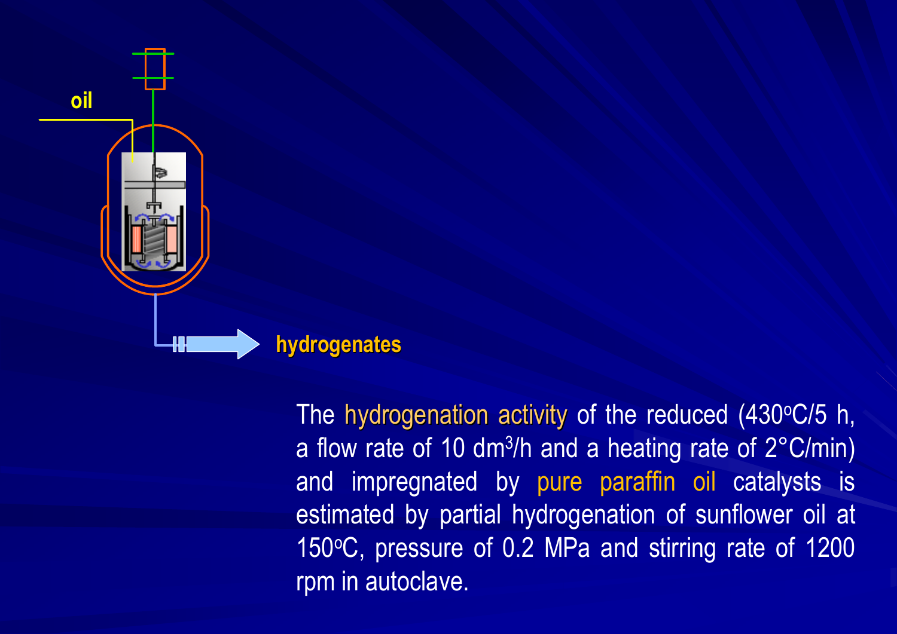oil

hydrogenates

The hydrogenation activity of the reduced (430$^{o}$C/5 h, a flow rate of 10 dm$^{3}$/h and a heating rate of 2°C/min) and impregnated by pure paraffin oil catalysts is estimated by partial hydrogenation of sunflower oil at 150$^{o}$C, pressure of 0.2 MPa and stirring rate of 1200 rpm in autoclave.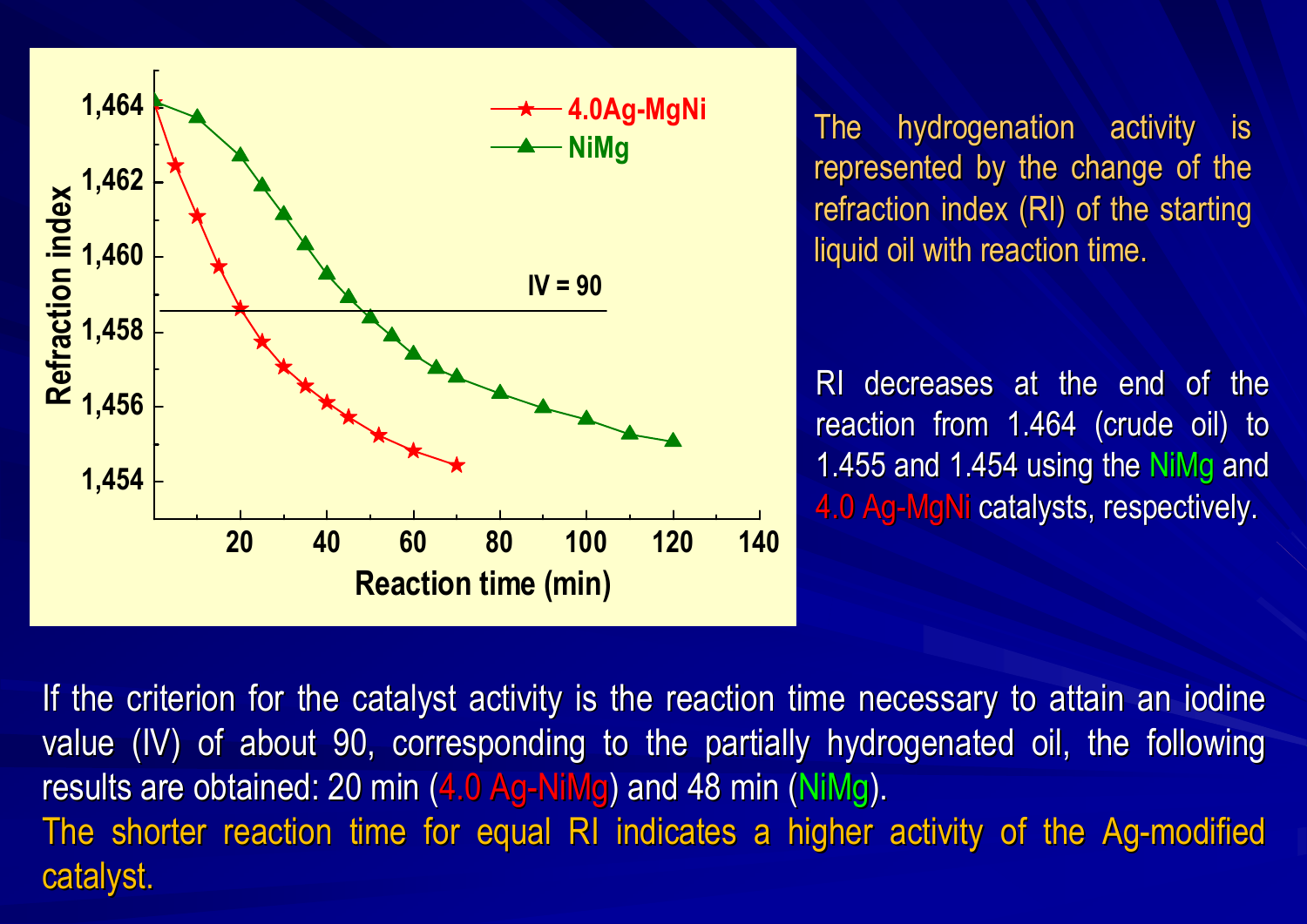Refraction index

1,464

1,462

1,460

1,458

1,456

1,454

20 40 60 80 100 120 140

Reaction time (min)

4.0Ag-MgNi

NiMg

IV = 90

The hydrogenation activity is represented by the change of the refraction index (RI) of the starting liquid oil with reaction time.

RI decreases at the end of the reaction from 1.464 (crude oil) to 1.455 and 1.454 using the NiMg and 4.0 Ag-MgNi catalysts, respectively.

If the criterion for the catalyst activity is the reaction time necessary to attain an iodine value (IV) of about 90, corresponding to the partially hydrogenated oil, the following results are obtained: 20 min (4.0 Ag-NiMg) and 48 min (NiMg).

The shorter reaction time for equal RI indicates a higher activity of the Ag-modified catalyst.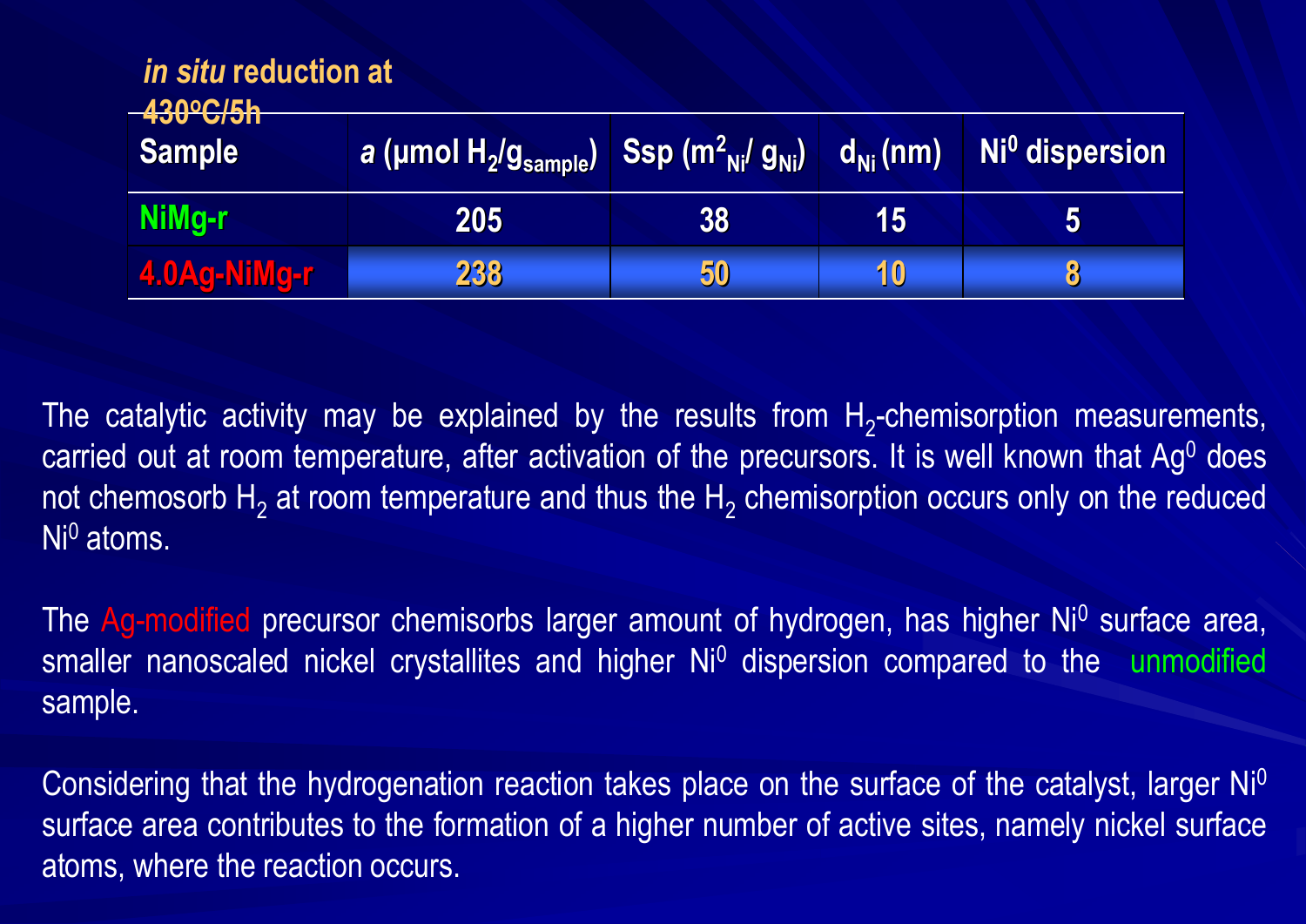*in situ* reduction at 430ºC/5h

| Sample | *a* (μmol $H_2$/$g_{sample}$) | Ssp ($m^2_{Ni}$/ $g_{Ni}$) | $d_{Ni}$ (nm) | $Ni^0$ dispersion |
|---|---|---|---|---|
| NiMg-r | 205 | 38 | 15 | 5 |
| 4.0Ag-NiMg-r | 238 | 50 | 10 | 8 |

The catalytic activity may be explained by the results from $H_2$-chemisorption measurements, carried out at room temperature, after activation of the precursors. It is well known that $Ag^0$ does not chemosorb $H_2$ at room temperature and thus the $H_2$ chemisorption occurs only on the reduced $Ni^0$ atoms.

The Ag-modified precursor chemisorbs larger amount of hydrogen, has higher $Ni^0$ surface area, smaller nanoscaled nickel crystallites and higher $Ni^0$ dispersion compared to the unmodified sample.

Considering that the hydrogenation reaction takes place on the surface of the catalyst, larger $Ni^0$ surface area contributes to the formation of a higher number of active sites, namely nickel surface atoms, where the reaction occurs.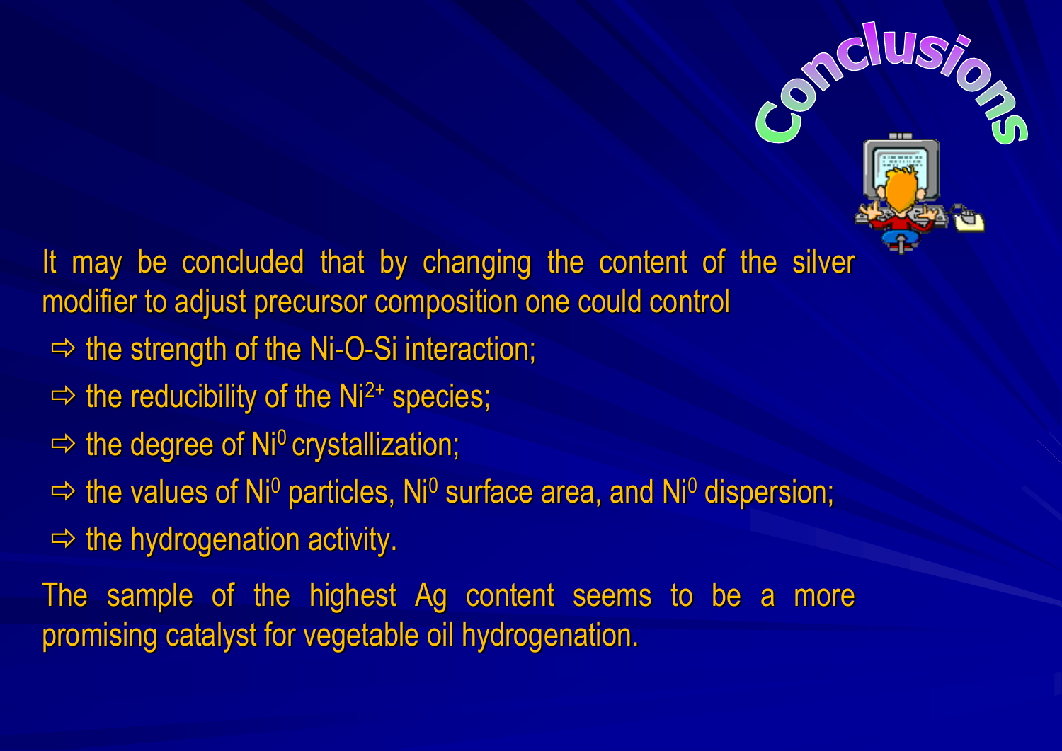# Conclusions

It may be concluded that by changing the content of the silver modifier to adjust precursor composition one could control

- ⇨ the strength of the Ni-O-Si interaction;
- ⇨ the reducibility of the $Ni^{2+}$ species;
- ⇨ the degree of $Ni^0$ crystallization;
- ⇨ the values of $Ni^0$ particles, $Ni^0$ surface area, and $Ni^0$ dispersion;
- ⇨ the hydrogenation activity.

The sample of the highest Ag content seems to be a more promising catalyst for vegetable oil hydrogenation.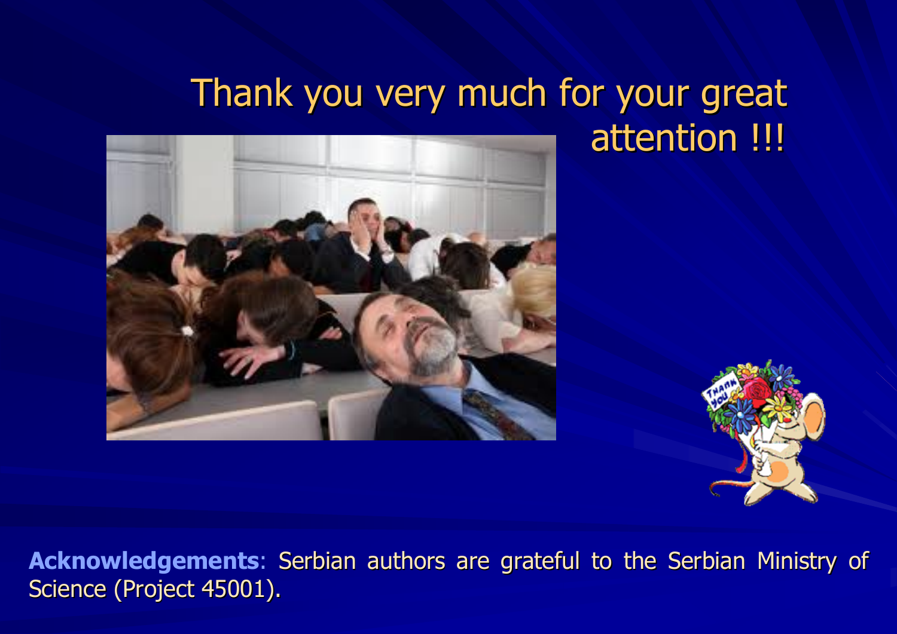# Thank you very much for your great attention !!!

**Acknowledgements**: Serbian authors are grateful to the Serbian Ministry of Science (Project 45001).